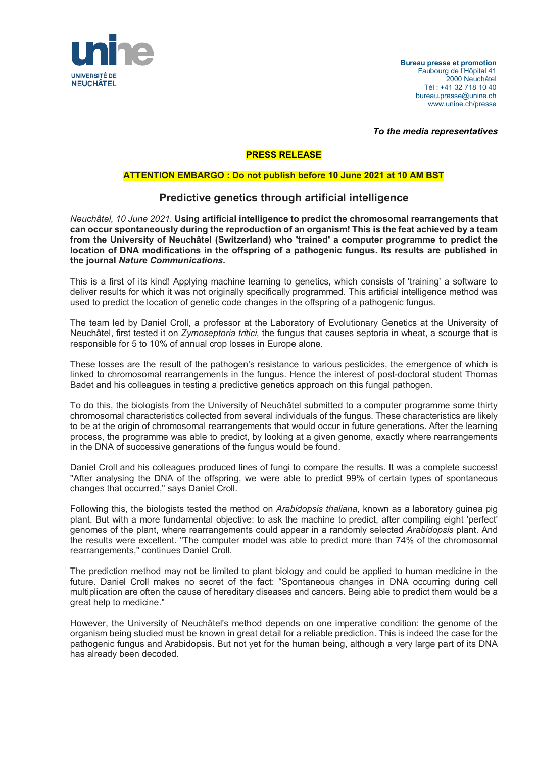UNIVERSITÉ DE NEUCHÂTEL

**Bureau presse et promotion**
Faubourg de l'Hôpital 41
2000 Neuchâtel
Tél : +41 32 718 10 40
bureau.presse@unine.ch
www.unine.ch/presse

***To the media representatives***

**PRESS RELEASE**

**ATTENTION EMBARGO : Do not publish before 10 June 2021 at 10 AM BST**

## Predictive genetics through artificial intelligence

*Neuchâtel, 10 June 2021.* **Using artificial intelligence to predict the chromosomal rearrangements that can occur spontaneously during the reproduction of an organism! This is the feat achieved by a team from the University of Neuchâtel (Switzerland) who 'trained' a computer programme to predict the location of DNA modifications in the offspring of a pathogenic fungus. Its results are published in the journal *Nature Communications*.**

This is a first of its kind! Applying machine learning to genetics, which consists of 'training' a software to deliver results for which it was not originally specifically programmed. This artificial intelligence method was used to predict the location of genetic code changes in the offspring of a pathogenic fungus.

The team led by Daniel Croll, a professor at the Laboratory of Evolutionary Genetics at the University of Neuchâtel, first tested it on *Zymoseptoria tritici*, the fungus that causes septoria in wheat, a scourge that is responsible for 5 to 10% of annual crop losses in Europe alone.

These losses are the result of the pathogen's resistance to various pesticides, the emergence of which is linked to chromosomal rearrangements in the fungus. Hence the interest of post-doctoral student Thomas Badet and his colleagues in testing a predictive genetics approach on this fungal pathogen.

To do this, the biologists from the University of Neuchâtel submitted to a computer programme some thirty chromosomal characteristics collected from several individuals of the fungus. These characteristics are likely to be at the origin of chromosomal rearrangements that would occur in future generations. After the learning process, the programme was able to predict, by looking at a given genome, exactly where rearrangements in the DNA of successive generations of the fungus would be found.

Daniel Croll and his colleagues produced lines of fungi to compare the results. It was a complete success! "After analysing the DNA of the offspring, we were able to predict 99% of certain types of spontaneous changes that occurred," says Daniel Croll.

Following this, the biologists tested the method on *Arabidopsis thaliana*, known as a laboratory guinea pig plant. But with a more fundamental objective: to ask the machine to predict, after compiling eight 'perfect' genomes of the plant, where rearrangements could appear in a randomly selected *Arabidopsis* plant. And the results were excellent. "The computer model was able to predict more than 74% of the chromosomal rearrangements," continues Daniel Croll.

The prediction method may not be limited to plant biology and could be applied to human medicine in the future. Daniel Croll makes no secret of the fact: "Spontaneous changes in DNA occurring during cell multiplication are often the cause of hereditary diseases and cancers. Being able to predict them would be a great help to medicine."

However, the University of Neuchâtel's method depends on one imperative condition: the genome of the organism being studied must be known in great detail for a reliable prediction. This is indeed the case for the pathogenic fungus and Arabidopsis. But not yet for the human being, although a very large part of its DNA has already been decoded.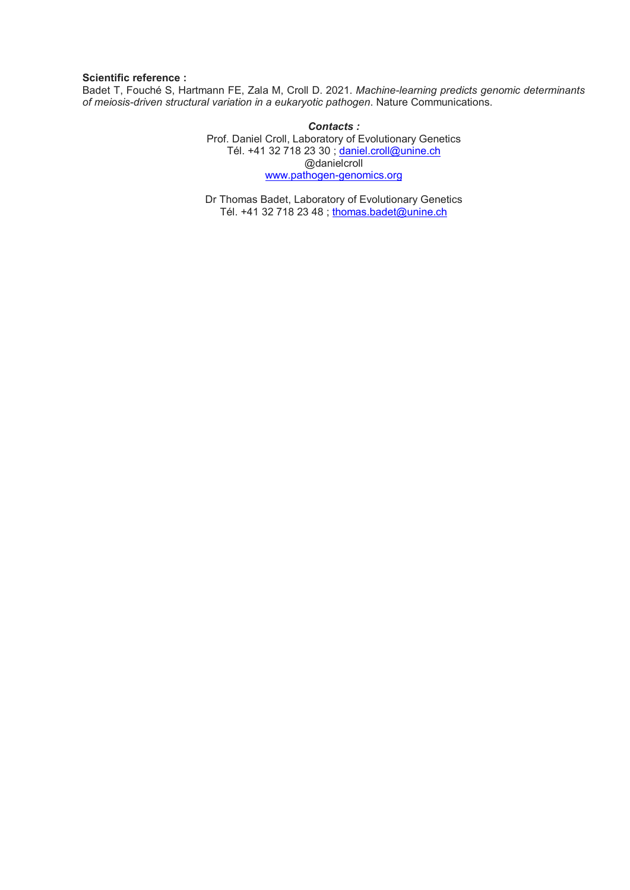**Scientific reference :**
Badet T, Fouché S, Hartmann FE, Zala M, Croll D. 2021. *Machine-learning predicts genomic determinants of meiosis-driven structural variation in a eukaryotic pathogen*. Nature Communications.

***Contacts :***

Prof. Daniel Croll, Laboratory of Evolutionary Genetics
Tél. +41 32 718 23 30 ; daniel.croll@unine.ch
@danielcroll
www.pathogen-genomics.org

Dr Thomas Badet, Laboratory of Evolutionary Genetics
Tél. +41 32 718 23 48 ; thomas.badet@unine.ch